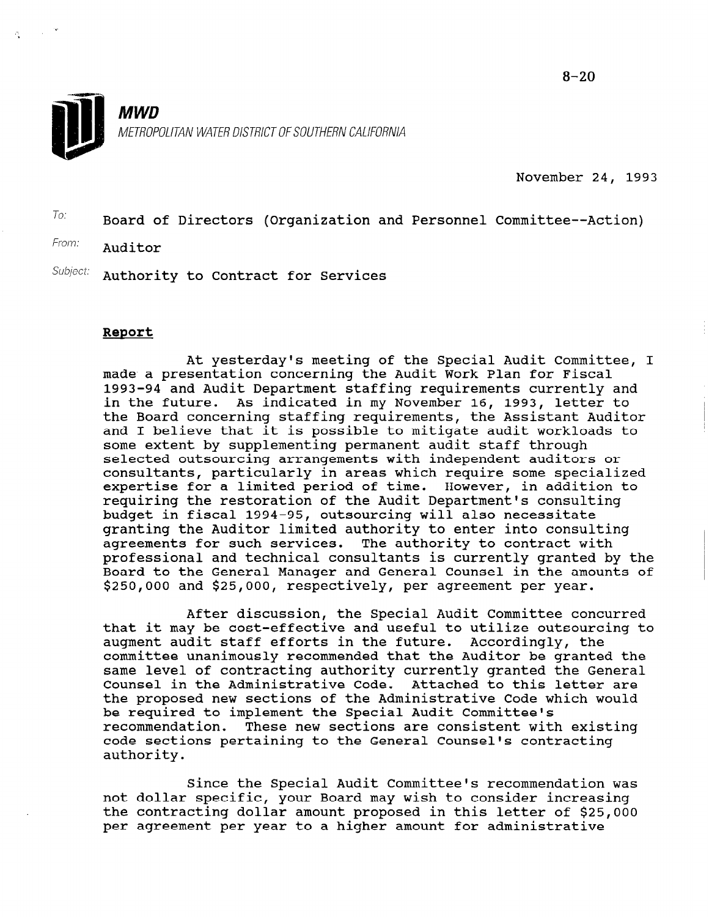8-20

**MWD**
METROPOLITAN WATER DISTRICT OF SOUTHERN CALIFORNIA

November 24, 1993

To: Board of Directors (Organization and Personnel Committee--Action)

From: Auditor

Subject: Authority to Contract for Services

**Report**

At yesterday's meeting of the Special Audit Committee, I made a presentation concerning the Audit Work Plan for Fiscal 1993-94 and Audit Department staffing requirements currently and in the future. As indicated in my November 16, 1993, letter to the Board concerning staffing requirements, the Assistant Auditor and I believe that it is possible to mitigate audit workloads to some extent by supplementing permanent audit staff through selected outsourcing arrangements with independent auditors or consultants, particularly in areas which require some specialized expertise for a limited period of time. However, in addition to requiring the restoration of the Audit Department's consulting budget in fiscal 1994-95, outsourcing will also necessitate granting the Auditor limited authority to enter into consulting agreements for such services. The authority to contract with professional and technical consultants is currently granted by the Board to the General Manager and General Counsel in the amounts of $250,000 and $25,000, respectively, per agreement per year.

After discussion, the Special Audit Committee concurred that it may be cost-effective and useful to utilize outsourcing to augment audit staff efforts in the future. Accordingly, the committee unanimously recommended that the Auditor be granted the same level of contracting authority currently granted the General Counsel in the Administrative Code. Attached to this letter are the proposed new sections of the Administrative Code which would be required to implement the Special Audit Committee's recommendation. These new sections are consistent with existing code sections pertaining to the General Counsel's contracting authority.

Since the Special Audit Committee's recommendation was not dollar specific, your Board may wish to consider increasing the contracting dollar amount proposed in this letter of $25,000 per agreement per year to a higher amount for administrative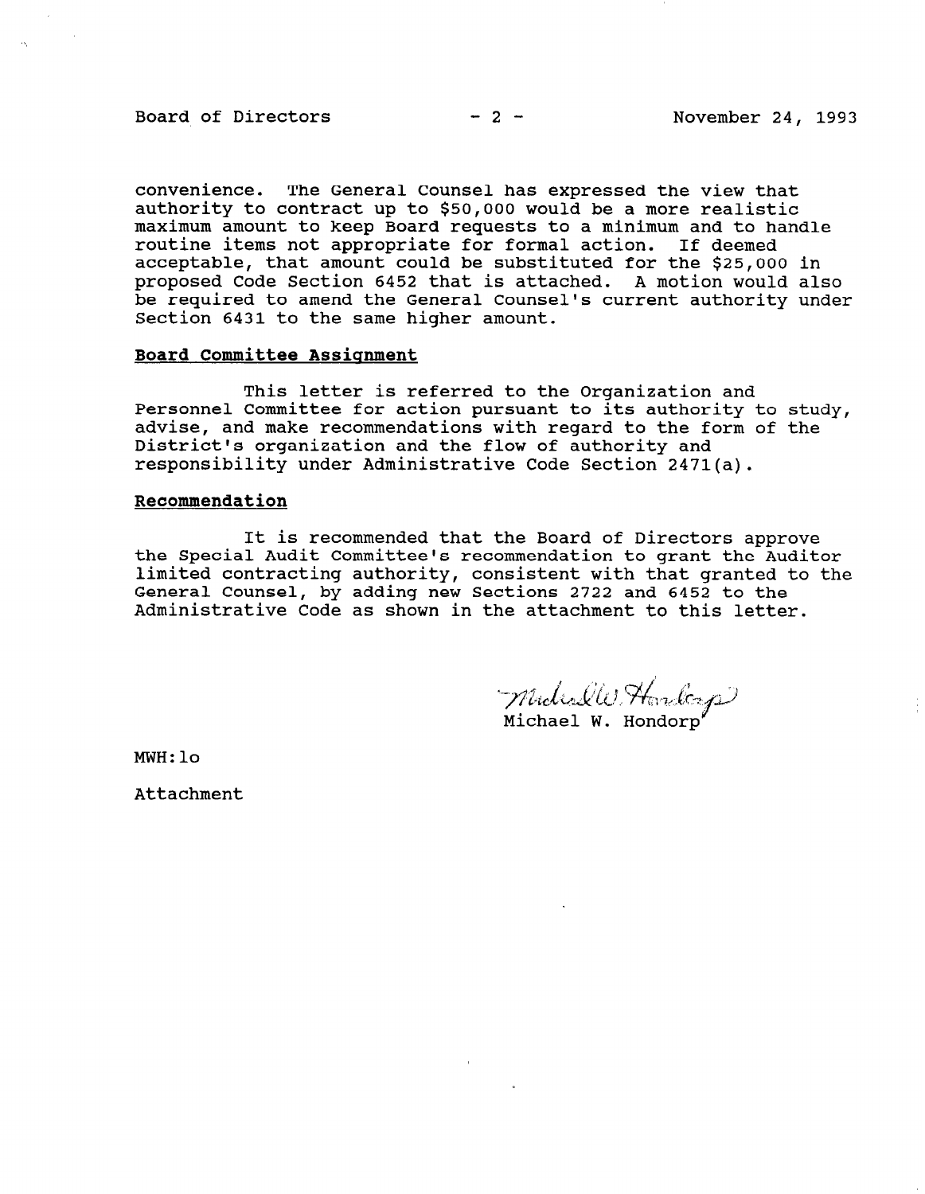convenience. The General Counsel has expressed the view that authority to contract up to $50,000 would be a more realistic maximum amount to keep Board requests to a minimum and to handle routine items not appropriate for formal action. If deemed acceptable, that amount could be substituted for the $25,000 in proposed Code Section 6452 that is attached. A motion would also be required to amend the General Counsel's current authority under Section 6431 to the same higher amount.

**Board Committee Assignment**

This letter is referred to the Organization and Personnel Committee for action pursuant to its authority to study, advise, and make recommendations with regard to the form of the District's organization and the flow of authority and responsibility under Administrative Code Section 2471(a).

**Recommendation**

It is recommended that the Board of Directors approve the Special Audit Committee's recommendation to grant the Auditor limited contracting authority, consistent with that granted to the General Counsel, by adding new Sections 2722 and 6452 to the Administrative Code as shown in the attachment to this letter.

Michael W. Hondorp

Michael W. Hondorp

MWH:lo

Attachment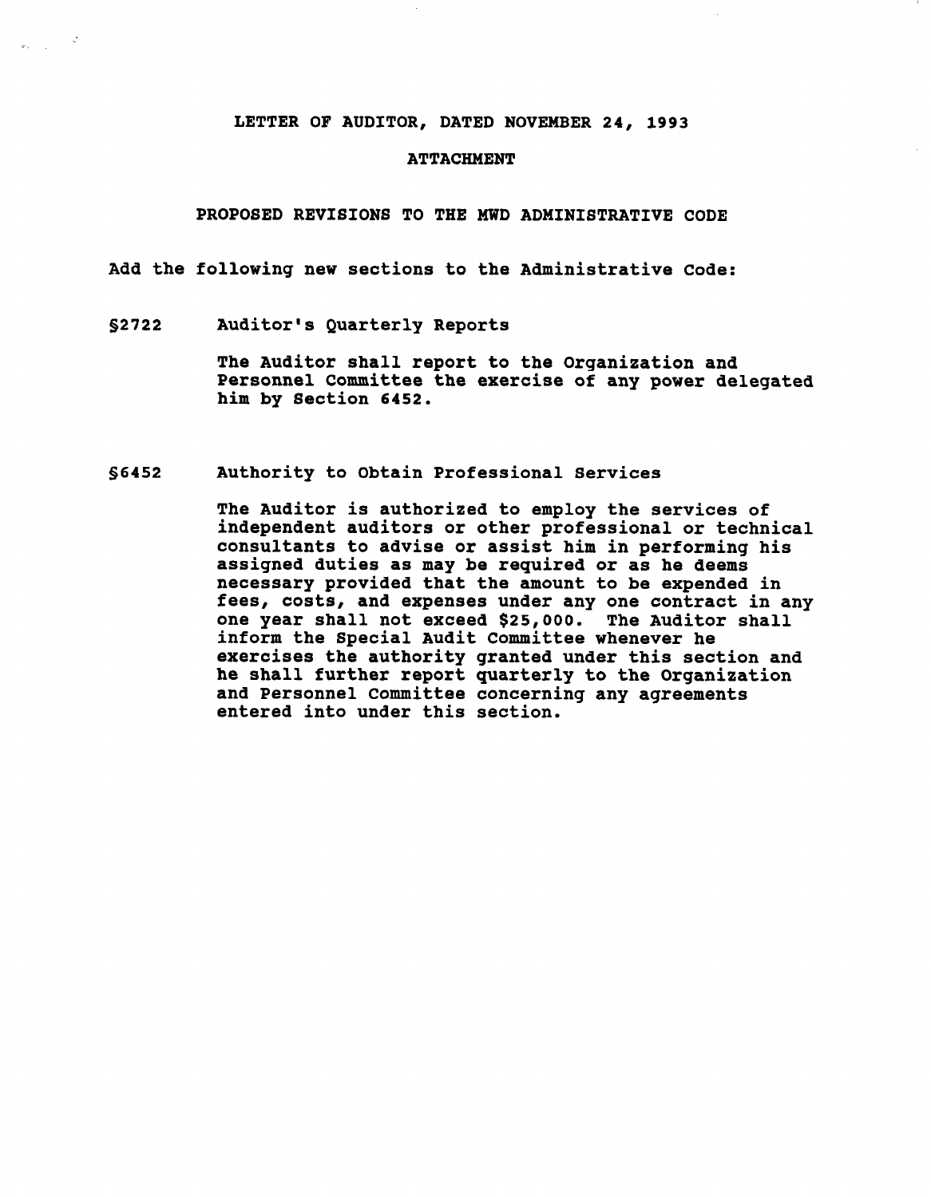LETTER OF AUDITOR, DATED NOVEMBER 24, 1993

ATTACHMENT

PROPOSED REVISIONS TO THE MWD ADMINISTRATIVE CODE

Add the following new sections to the Administrative Code:

§2722 Auditor's Quarterly Reports

The Auditor shall report to the Organization and Personnel Committee the exercise of any power delegated him by Section 6452.

§6452 Authority to Obtain Professional Services

The Auditor is authorized to employ the services of independent auditors or other professional or technical consultants to advise or assist him in performing his assigned duties as may be required or as he deems necessary provided that the amount to be expended in fees, costs, and expenses under any one contract in any one year shall not exceed $25,000. The Auditor shall inform the Special Audit Committee whenever he exercises the authority granted under this section and he shall further report quarterly to the Organization and Personnel Committee concerning any agreements entered into under this section.